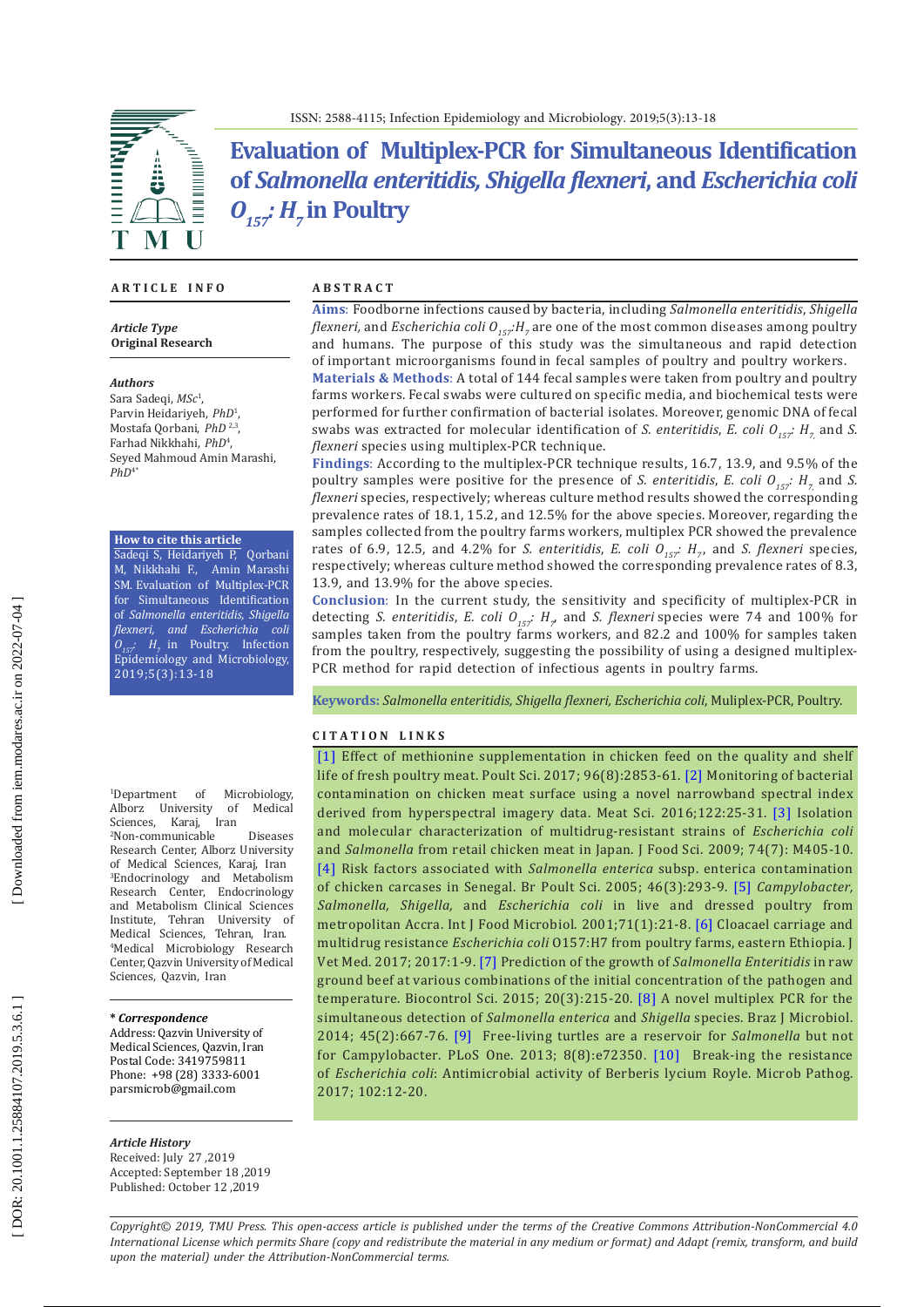# Evaluation of Multiplex-PCR for Simultaneous Identification of *Salmonella enteritidis, Shigella flexneri*, and *Escherichia coli* $O_{157}$: $H_7$ in Poultry

## ARTICLE INFO

**Article Type**
**Original Research**

**Authors**
Sara Sadeqi, *MSc*[1],
Parvin Heidariyeh, *PhD*[1],
Mostafa Qorbani, *PhD* [2,3],
Farhad Nikkhahi, *PhD*[4],
Seyed Mahmoud Amin Marashi, *PhD*[4*]

**How to cite this article**
Sadeqi S, Heidariyeh P, Qorbani M, Nikkhahi F., Amin Marashi SM. Evaluation of Multiplex-PCR for Simultaneous Identification of *Salmonella enteritidis, Shigella flexneri, and Escherichia coli* $O_{157}$: $H_7$ in Poultry. Infection Epidemiology and Microbiology. 2019;5(3):13-18

[1]Department of Microbiology, Alborz University of Medical Sciences, Karaj, Iran
[2]Non-communicable Diseases Research Center, Alborz University of Medical Sciences, Karaj, Iran
[3]Endocrinology and Metabolism Research Center, Endocrinology and Metabolism Clinical Sciences Institute, Tehran University of Medical Sciences, Tehran, Iran.
[4]Medical Microbiology Research Center, Qazvin University of Medical Sciences, Qazvin, Iran

**\* Correspondence**
Address: Qazvin University of Medical Sciences, Qazvin, Iran
Postal Code: 3419759811
Phone: +98 (28) 3333-6001
parsmicrob@gmail.com

**Article History**
Received: July 27 ,2019
Accepted: September 18 ,2019
Published: October 12 ,2019

## ABSTRACT

**Aims**: Foodborne infections caused by bacteria, including *Salmonella enteritidis*, *Shigella flexneri,* and *Escherichia coli* $O_{157}$:$H_7$ are one of the most common diseases among poultry and humans. The purpose of this study was the simultaneous and rapid detection of important microorganisms found in fecal samples of poultry and poultry workers.

**Materials & Methods**: A total of 144 fecal samples were taken from poultry and poultry farms workers. Fecal swabs were cultured on specific media, and biochemical tests were performed for further confirmation of bacterial isolates. Moreover, genomic DNA of fecal swabs was extracted for molecular identification of *S. enteritidis*, *E. coli* $O_{157}$: $H_7$ and *S. flexneri* species using multiplex-PCR technique.

**Findings**: According to the multiplex-PCR technique results, 16.7, 13.9, and 9.5% of the poultry samples were positive for the presence of *S. enteritidis*, *E. coli* $O_{157}$: $H_7$, and *S. flexneri* species, respectively; whereas culture method results showed the corresponding prevalence rates of 18.1, 15.2, and 12.5% for the above species. Moreover, regarding the samples collected from the poultry farms workers, multiplex PCR showed the prevalence rates of 6.9, 12.5, and 4.2% for *S. enteritidis*, *E. coli* $O_{157}$: $H_7$, and *S. flexneri* species, respectively; whereas culture method showed the corresponding prevalence rates of 8.3, 13.9, and 13.9% for the above species.

**Conclusion**: In the current study, the sensitivity and specificity of multiplex-PCR in detecting *S. enteritidis*, *E. coli* $O_{157}$: $H_7$, and *S. flexneri* species were 74 and 100% for samples taken from the poultry farms workers, and 82.2 and 100% for samples taken from the poultry, respectively, suggesting the possibility of using a designed multiplex-PCR method for rapid detection of infectious agents in poultry farms.

**Keywords:** *Salmonella enteritidis, Shigella flexneri, Escherichia coli*, Muliplex-PCR, Poultry.

## CITATION LINKS

[1] Effect of methionine supplementation in chicken feed on the quality and shelf life of fresh poultry meat. Poult Sci. 2017; 96(8):2853-61. [2] Monitoring of bacterial contamination on chicken meat surface using a novel narrowband spectral index derived from hyperspectral imagery data. Meat Sci. 2016;122:25-31. [3] Isolation and molecular characterization of multidrug-resistant strains of *Escherichia coli* and *Salmonella* from retail chicken meat in Japan. J Food Sci. 2009; 74(7): M405-10. [4] Risk factors associated with *Salmonella enterica* subsp. enterica contamination of chicken carcases in Senegal. Br Poult Sci. 2005; 46(3):293-9. [5] *Campylobacter, Salmonella, Shigella,* and *Escherichia coli* in live and dressed poultry from metropolitan Accra. Int J Food Microbiol. 2001;71(1):21-8. [6] Cloacael carriage and multidrug resistance *Escherichia coli* O157:H7 from poultry farms, eastern Ethiopia. J Vet Med. 2017; 2017:1-9. [7] Prediction of the growth of *Salmonella Enteritidis* in raw ground beef at various combinations of the initial concentration of the pathogen and temperature. Biocontrol Sci. 2015; 20(3):215-20. [8] A novel multiplex PCR for the simultaneous detection of *Salmonella enterica* and *Shigella* species. Braz J Microbiol. 2014; 45(2):667-76. [9] Free-living turtles are a reservoir for *Salmonella* but not for Campylobacter. PLoS One. 2013; 8(8):e72350. [10] Break-ing the resistance of *Escherichia coli*: Antimicrobial activity of Berberis lycium Royle. Microb Pathog. 2017; 102:12-20.

*Copyright© 2019, TMU Press. This open-access article is published under the terms of the Creative Commons Attribution-NonCommercial 4.0 International License which permits Share (copy and redistribute the material in any medium or format) and Adapt (remix, transform, and build upon the material) under the Attribution-NonCommercial terms.*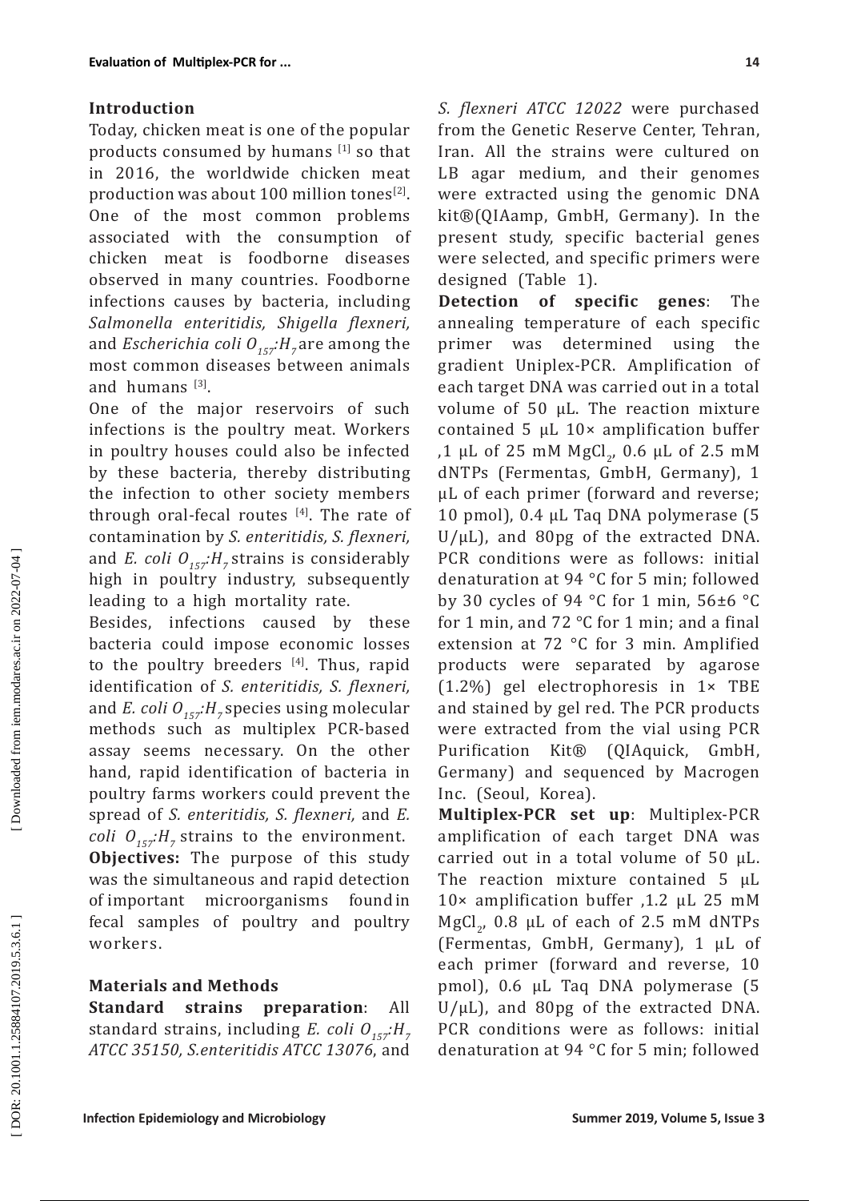## Introduction

Today, chicken meat is one of the popular products consumed by humans [1] so that in 2016, the worldwide chicken meat production was about 100 million tones[2]. One of the most common problems associated with the consumption of chicken meat is foodborne diseases observed in many countries. Foodborne infections causes by bacteria, including *Salmonella enteritidis, Shigella flexneri,* and *Escherichia coli* $O_{157}$:$H_7$ are among the most common diseases between animals and humans [3].

One of the major reservoirs of such infections is the poultry meat. Workers in poultry houses could also be infected by these bacteria, thereby distributing the infection to other society members through oral-fecal routes [4]. The rate of contamination by *S. enteritidis, S. flexneri,* and *E. coli* $O_{157}$:$H_7$ strains is considerably high in poultry industry, subsequently leading to a high mortality rate.

Besides, infections caused by these bacteria could impose economic losses to the poultry breeders [4]. Thus, rapid identification of *S. enteritidis, S. flexneri,* and *E. coli* $O_{157}$:$H_7$ species using molecular methods such as multiplex PCR-based assay seems necessary. On the other hand, rapid identification of bacteria in poultry farms workers could prevent the spread of *S. enteritidis, S. flexneri,* and *E. coli* $O_{157}$:$H_7$ strains to the environment.

**Objectives:** The purpose of this study was the simultaneous and rapid detection of important microorganisms found in fecal samples of poultry and poultry workers.

## Materials and Methods

**Standard strains preparation**: All standard strains, including *E. coli* $O_{157}$:$H_7$ *ATCC 35150, S.enteritidis ATCC 13076*, and *S. flexneri ATCC 12022* were purchased from the Genetic Reserve Center, Tehran, Iran. All the strains were cultured on LB agar medium, and their genomes were extracted using the genomic DNA kit®(QIAamp, GmbH, Germany). In the present study, specific bacterial genes were selected, and specific primers were designed (Table 1).

**Detection of specific genes**: The annealing temperature of each specific primer was determined using the gradient Uniplex-PCR. Amplification of each target DNA was carried out in a total volume of 50 µL. The reaction mixture contained 5 µL 10× amplification buffer ,1 µL of 25 mM $MgCl_2$, 0.6 µL of 2.5 mM dNTPs (Fermentas, GmbH, Germany), 1 µL of each primer (forward and reverse; 10 pmol), 0.4 µL Taq DNA polymerase (5 U/µL), and 80pg of the extracted DNA. PCR conditions were as follows: initial denaturation at 94 °C for 5 min; followed by 30 cycles of 94 °C for 1 min, 56±6 °C for 1 min, and 72 °C for 1 min; and a final extension at 72 °C for 3 min. Amplified products were separated by agarose (1.2%) gel electrophoresis in 1× TBE and stained by gel red. The PCR products were extracted from the vial using PCR Purification Kit® (QIAquick, GmbH, Germany) and sequenced by Macrogen Inc. (Seoul, Korea).

**Multiplex-PCR set up**: Multiplex-PCR amplification of each target DNA was carried out in a total volume of 50 µL. The reaction mixture contained 5 µL 10× amplification buffer ,1.2 µL 25 mM $MgCl_2$, 0.8 µL of each of 2.5 mM dNTPs (Fermentas, GmbH, Germany), 1 µL of each primer (forward and reverse, 10 pmol), 0.6 µL Taq DNA polymerase (5 U/µL), and 80pg of the extracted DNA. PCR conditions were as follows: initial denaturation at 94 °C for 5 min; followed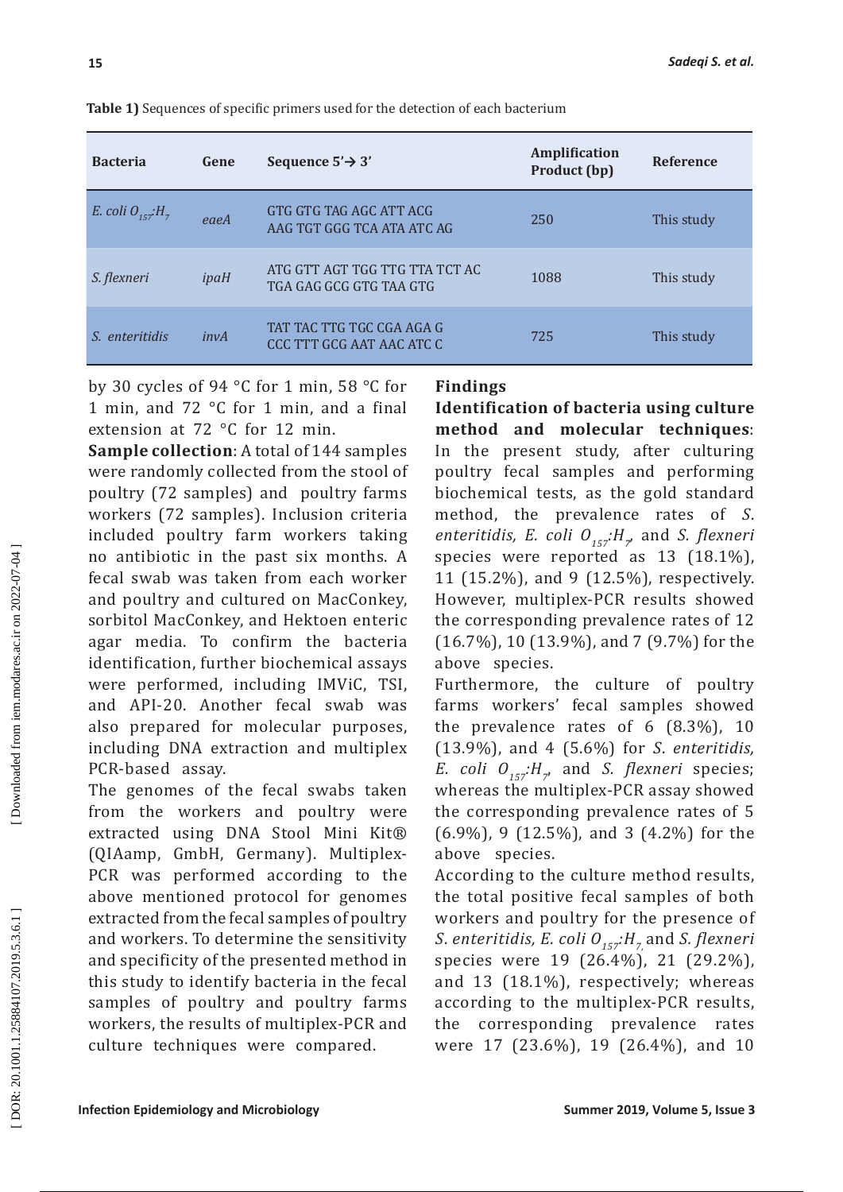**Table 1)** Sequences of specific primers used for the detection of each bacterium

| Bacteria | Gene | Sequence 5'→ 3' | Amplification Product (bp) | Reference |
|---|---|---|---|---|
| *E. coli* $O_{157}$:$H_7$ | *eaeA* | GTG GTG TAG AGC ATT ACG<br>AAG TGT GGG TCA ATA ATC AG | 250 | This study |
| *S. flexneri* | *ipaH* | ATG GTT AGT TGG TTG TTA TCT AC<br>TGA GAG GCG GTG TAA GTG | 1088 | This study |
| *S. enteritidis* | *invA* | TAT TAC TTG TGC CGA AGA G<br>CCC TTT GCG AAT AAC ATC C | 725 | This study |

by 30 cycles of 94 °C for 1 min, 58 °C for 1 min, and 72 °C for 1 min, and a final extension at 72 °C for 12 min.

**Sample collection**: A total of 144 samples were randomly collected from the stool of poultry (72 samples) and poultry farms workers (72 samples). Inclusion criteria included poultry farm workers taking no antibiotic in the past six months. A fecal swab was taken from each worker and poultry and cultured on MacConkey, sorbitol MacConkey, and Hektoen enteric agar media. To confirm the bacteria identification, further biochemical assays were performed, including IMViC, TSI, and API-20. Another fecal swab was also prepared for molecular purposes, including DNA extraction and multiplex PCR-based assay.

The genomes of the fecal swabs taken from the workers and poultry were extracted using DNA Stool Mini Kit® (QIAamp, GmbH, Germany). Multiplex-PCR was performed according to the above mentioned protocol for genomes extracted from the fecal samples of poultry and workers. To determine the sensitivity and specificity of the presented method in this study to identify bacteria in the fecal samples of poultry and poultry farms workers, the results of multiplex-PCR and culture techniques were compared.

## Findings

**Identification of bacteria using culture method and molecular techniques**: In the present study, after culturing poultry fecal samples and performing biochemical tests, as the gold standard method, the prevalence rates of *S. enteritidis, E. coli* $O_{157}$:$H_7$, and *S. flexneri* species were reported as 13 (18.1%), 11 (15.2%), and 9 (12.5%), respectively. However, multiplex-PCR results showed the corresponding prevalence rates of 12 (16.7%), 10 (13.9%), and 7 (9.7%) for the above species.

Furthermore, the culture of poultry farms workers' fecal samples showed the prevalence rates of 6 (8.3%), 10 (13.9%), and 4 (5.6%) for *S. enteritidis, E. coli* $O_{157}$:$H_7$, and *S. flexneri* species; whereas the multiplex-PCR assay showed the corresponding prevalence rates of 5 (6.9%), 9 (12.5%), and 3 (4.2%) for the above species.

According to the culture method results, the total positive fecal samples of both workers and poultry for the presence of *S. enteritidis, E. coli* $O_{157}$:$H_7$, and *S. flexneri* species were 19 (26.4%), 21 (29.2%), and 13 (18.1%), respectively; whereas according to the multiplex-PCR results, the corresponding prevalence rates were 17 (23.6%), 19 (26.4%), and 10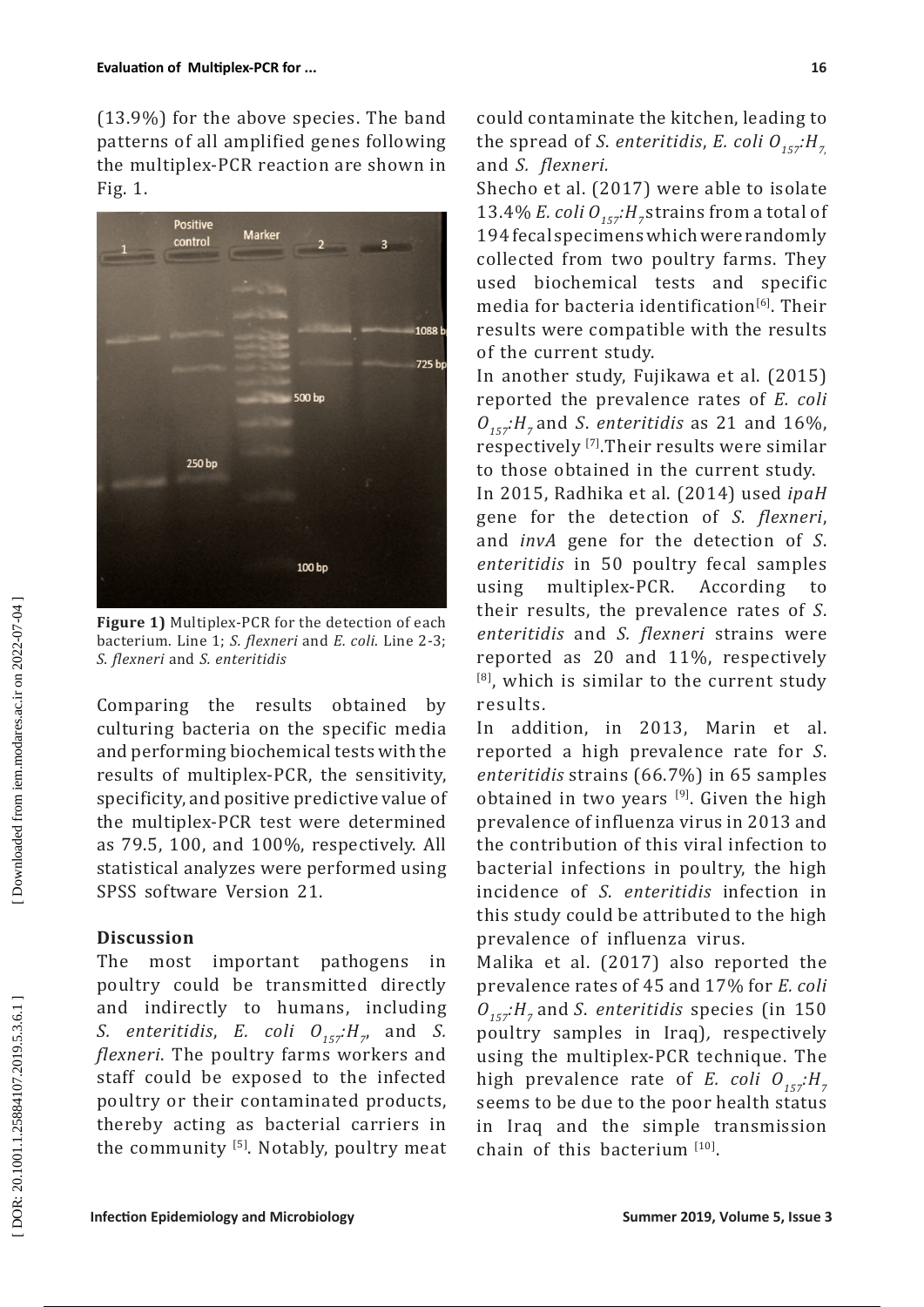(13.9%) for the above species. The band patterns of all amplified genes following the multiplex-PCR reaction are shown in Fig. 1.

**Figure 1)** Multiplex-PCR for the detection of each bacterium. Line 1; *S. flexneri* and *E. coli*. Line 2-3; *S. flexneri* and *S. enteritidis*

Comparing the results obtained by culturing bacteria on the specific media and performing biochemical tests with the results of multiplex-PCR, the sensitivity, specificity, and positive predictive value of the multiplex-PCR test were determined as 79.5, 100, and 100%, respectively. All statistical analyzes were performed using SPSS software Version 21.

## Discussion

The most important pathogens in poultry could be transmitted directly and indirectly to humans, including *S. enteritidis*, *E. coli* $O_{157}$:$H_7$, and *S. flexneri*. The poultry farms workers and staff could be exposed to the infected poultry or their contaminated products, thereby acting as bacterial carriers in the community [5]. Notably, poultry meat could contaminate the kitchen, leading to the spread of *S. enteritidis*, *E. coli* $O_{157}$:$H_7$, and *S. flexneri*.

Shecho et al. (2017) were able to isolate 13.4% *E. coli* $O_{157}$:$H_7$ strains from a total of 194 fecal specimens which were randomly collected from two poultry farms. They used biochemical tests and specific media for bacteria identification[6]. Their results were compatible with the results of the current study.

In another study, Fujikawa et al. (2015) reported the prevalence rates of *E. coli* $O_{157}$:$H_7$ and *S. enteritidis* as 21 and 16%, respectively [7]. Their results were similar to those obtained in the current study.

In 2015, Radhika et al. (2014) used *ipaH* gene for the detection of *S. flexneri*, and *invA* gene for the detection of *S. enteritidis* in 50 poultry fecal samples using multiplex-PCR. According to their results, the prevalence rates of *S. enteritidis* and *S. flexneri* strains were reported as 20 and 11%, respectively [8], which is similar to the current study results.

In addition, in 2013, Marin et al. reported a high prevalence rate for *S. enteritidis* strains (66.7%) in 65 samples obtained in two years [9]. Given the high prevalence of influenza virus in 2013 and the contribution of this viral infection to bacterial infections in poultry, the high incidence of *S. enteritidis* infection in this study could be attributed to the high prevalence of influenza virus.

Malika et al. (2017) also reported the prevalence rates of 45 and 17% for *E. coli* $O_{157}$:$H_7$ and *S. enteritidis* species (in 150 poultry samples in Iraq), respectively using the multiplex-PCR technique. The high prevalence rate of *E. coli* $O_{157}$:$H_7$ seems to be due to the poor health status in Iraq and the simple transmission chain of this bacterium [10].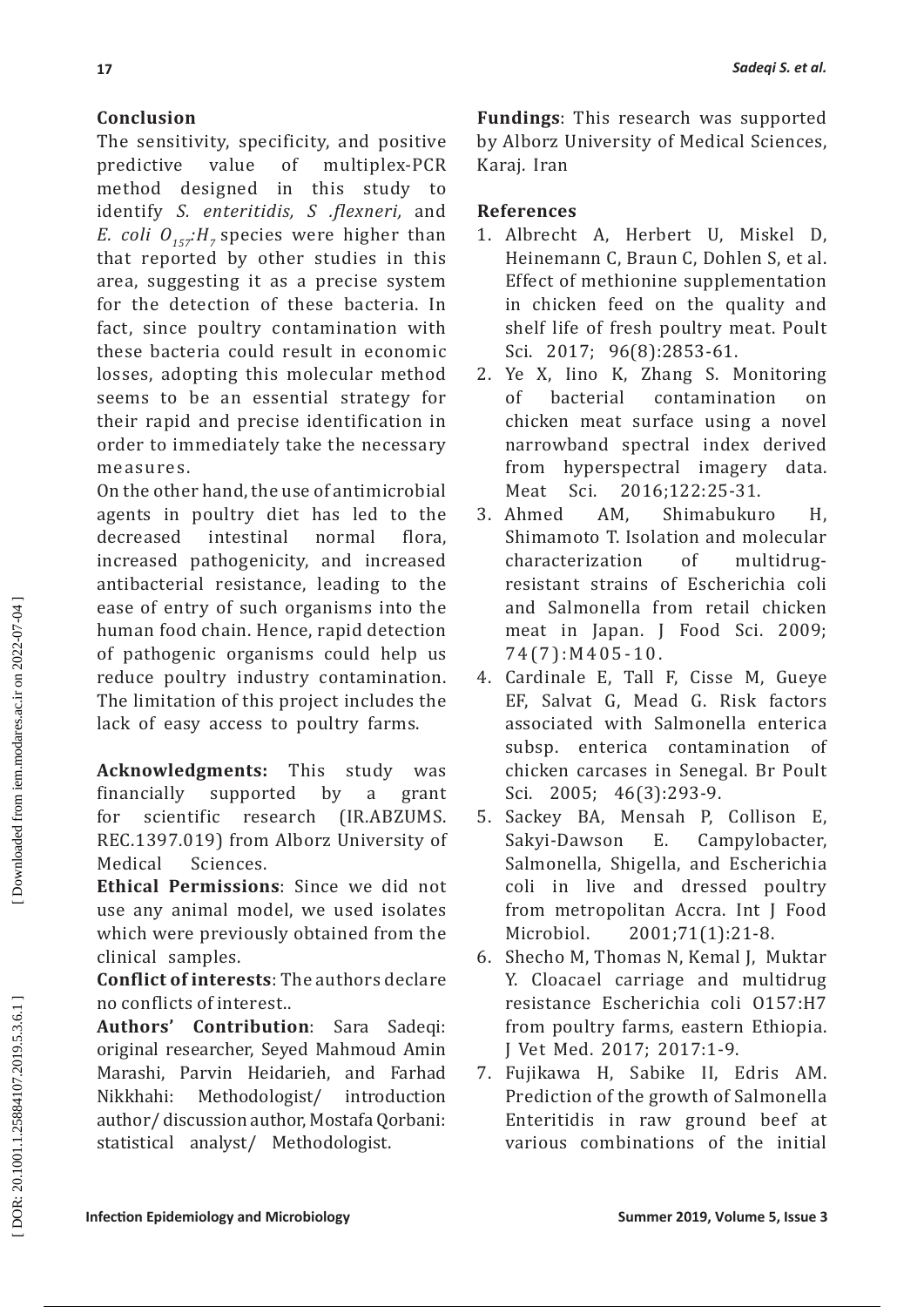## Conclusion

The sensitivity, specificity, and positive predictive value of multiplex-PCR method designed in this study to identify *S. enteritidis, S .flexneri,* and *E. coli* $O_{157}$:$H_7$ species were higher than that reported by other studies in this area, suggesting it as a precise system for the detection of these bacteria. In fact, since poultry contamination with these bacteria could result in economic losses, adopting this molecular method seems to be an essential strategy for their rapid and precise identification in order to immediately take the necessary measures.

On the other hand, the use of antimicrobial agents in poultry diet has led to the decreased intestinal normal flora, increased pathogenicity, and increased antibacterial resistance, leading to the ease of entry of such organisms into the human food chain. Hence, rapid detection of pathogenic organisms could help us reduce poultry industry contamination. The limitation of this project includes the lack of easy access to poultry farms.

**Acknowledgments:** This study was financially supported by a grant for scientific research (IR.ABZUMS.REC.1397.019) from Alborz University of Medical Sciences.

**Ethical Permissions**: Since we did not use any animal model, we used isolates which were previously obtained from the clinical samples.

**Conflict of interests**: The authors declare no conflicts of interest..

**Authors' Contribution**: Sara Sadeqi: original researcher, Seyed Mahmoud Amin Marashi, Parvin Heidarieh, and Farhad Nikkhahi: Methodologist/ introduction author/ discussion author, Mostafa Qorbani: statistical analyst/ Methodologist.

**Fundings**: This research was supported by Alborz University of Medical Sciences, Karaj. Iran

## References

1. Albrecht A, Herbert U, Miskel D, Heinemann C, Braun C, Dohlen S, et al. Effect of methionine supplementation in chicken feed on the quality and shelf life of fresh poultry meat. Poult Sci. 2017; 96(8):2853-61.
2. Ye X, Iino K, Zhang S. Monitoring of bacterial contamination on chicken meat surface using a novel narrowband spectral index derived from hyperspectral imagery data. Meat Sci. 2016;122:25-31.
3. Ahmed AM, Shimabukuro H, Shimamoto T. Isolation and molecular characterization of multidrug-resistant strains of Escherichia coli and Salmonella from retail chicken meat in Japan. J Food Sci. 2009; 74(7):M405-10.
4. Cardinale E, Tall F, Cisse M, Gueye EF, Salvat G, Mead G. Risk factors associated with Salmonella enterica subsp. enterica contamination of chicken carcases in Senegal. Br Poult Sci. 2005; 46(3):293-9.
5. Sackey BA, Mensah P, Collison E, Sakyi-Dawson E. Campylobacter, Salmonella, Shigella, and Escherichia coli in live and dressed poultry from metropolitan Accra. Int J Food Microbiol. 2001;71(1):21-8.
6. Shecho M, Thomas N, Kemal J, Muktar Y. Cloacael carriage and multidrug resistance Escherichia coli O157:H7 from poultry farms, eastern Ethiopia. J Vet Med. 2017; 2017:1-9.
7. Fujikawa H, Sabike II, Edris AM. Prediction of the growth of Salmonella Enteritidis in raw ground beef at various combinations of the initial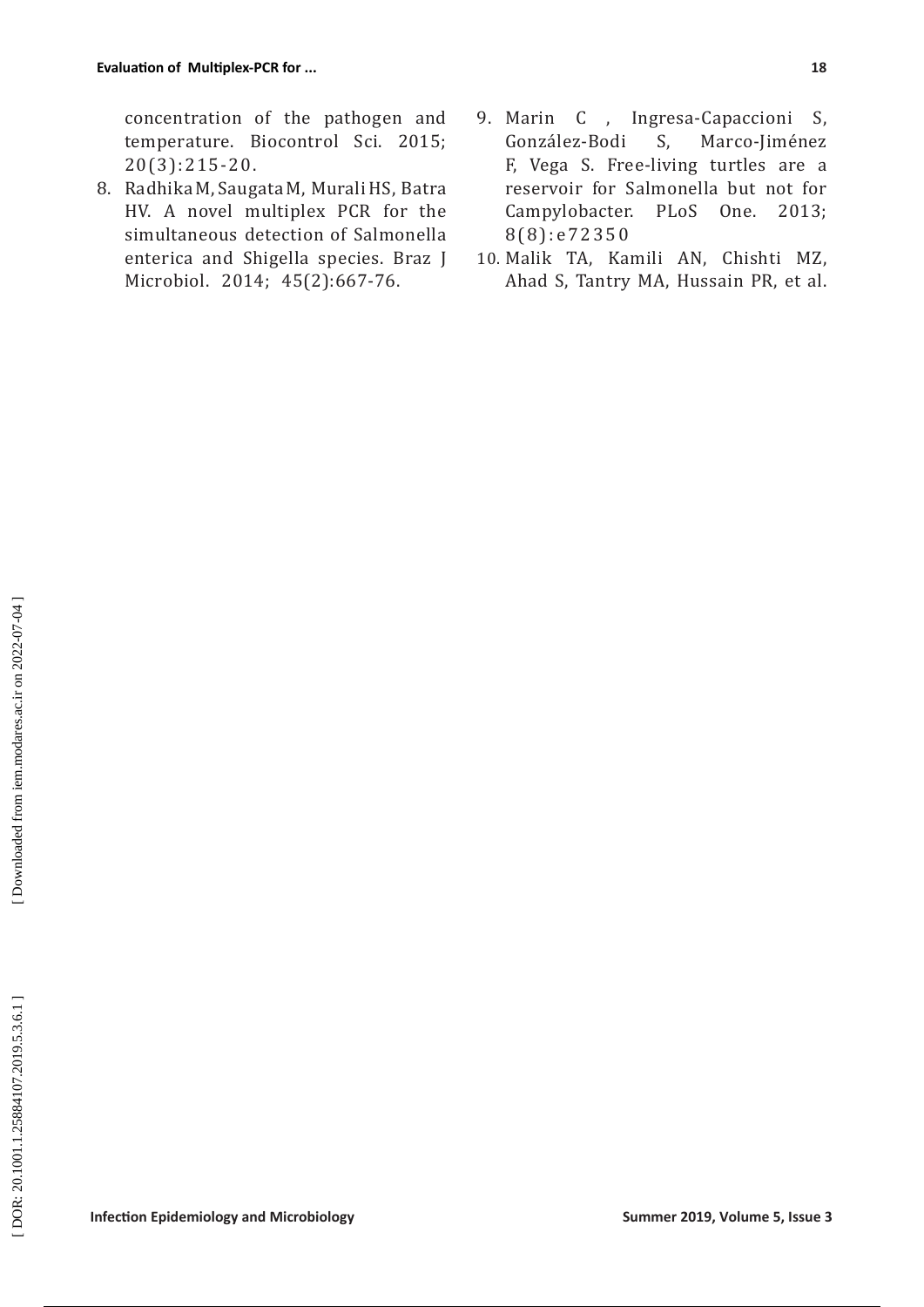concentration of the pathogen and temperature. Biocontrol Sci. 2015; 20(3):215-20.

8. Radhika M, Saugata M, Murali HS, Batra HV. A novel multiplex PCR for the simultaneous detection of Salmonella enterica and Shigella species. Braz J Microbiol. 2014; 45(2):667-76.
9. Marin C , Ingresa-Capaccioni S, González-Bodi S, Marco-Jiménez F, Vega S. Free-living turtles are a reservoir for Salmonella but not for Campylobacter. PLoS One. 2013; 8(8):e72350
10. Malik TA, Kamili AN, Chishti MZ, Ahad S, Tantry MA, Hussain PR, et al.